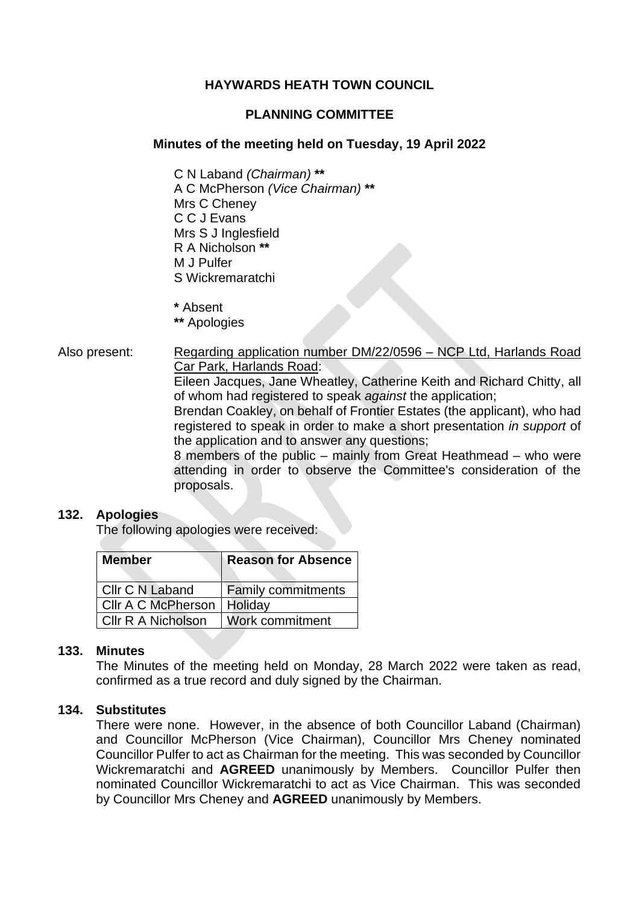# HAYWARDS HEATH TOWN COUNCIL

## PLANNING COMMITTEE

### Minutes of the meeting held on Tuesday, 19 April 2022

C N Laband *(Chairman)* **
A C McPherson *(Vice Chairman)* **
Mrs C Cheney
C C J Evans
Mrs S J Inglesfield
R A Nicholson **
M J Pulfer
S Wickremaratchi

* Absent
** Apologies

Also present: Regarding application number DM/22/0596 – NCP Ltd, Harlands Road Car Park, Harlands Road:
Eileen Jacques, Jane Wheatley, Catherine Keith and Richard Chitty, all of whom had registered to speak *against* the application;
Brendan Coakley, on behalf of Frontier Estates (the applicant), who had registered to speak in order to make a short presentation *in support* of the application and to answer any questions;
8 members of the public – mainly from Great Heathmead – who were attending in order to observe the Committee's consideration of the proposals.

**132. Apologies**

The following apologies were received:

| Member | Reason for Absence |
|---|---|
| Cllr C N Laband | Family commitments |
| Cllr A C McPherson | Holiday |
| Cllr R A Nicholson | Work commitment |

**133. Minutes**

The Minutes of the meeting held on Monday, 28 March 2022 were taken as read, confirmed as a true record and duly signed by the Chairman.

**134. Substitutes**

There were none. However, in the absence of both Councillor Laband (Chairman) and Councillor McPherson (Vice Chairman), Councillor Mrs Cheney nominated Councillor Pulfer to act as Chairman for the meeting. This was seconded by Councillor Wickremaratchi and **AGREED** unanimously by Members. Councillor Pulfer then nominated Councillor Wickremaratchi to act as Vice Chairman. This was seconded by Councillor Mrs Cheney and **AGREED** unanimously by Members.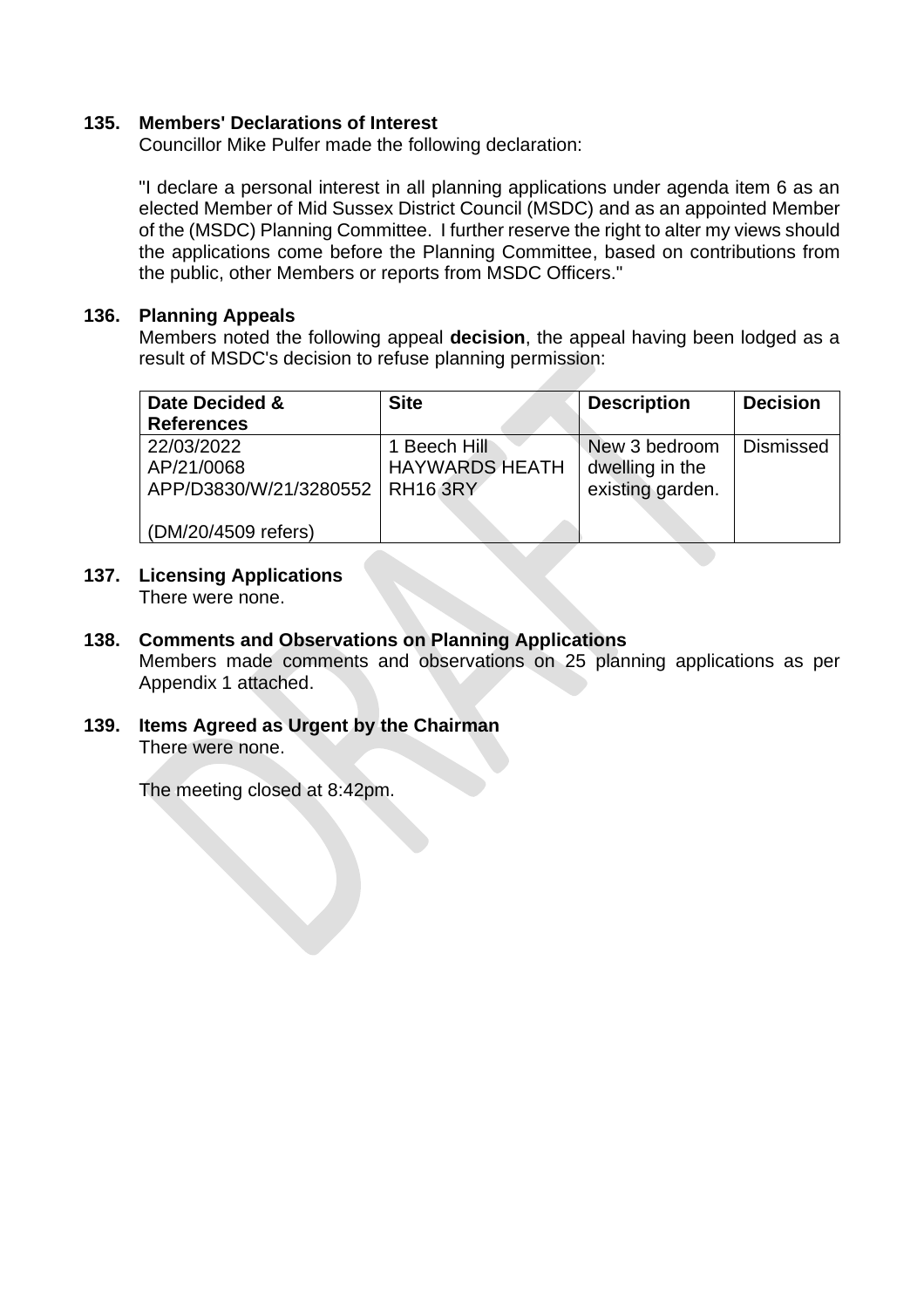**135. Members' Declarations of Interest**

Councillor Mike Pulfer made the following declaration:

"I declare a personal interest in all planning applications under agenda item 6 as an elected Member of Mid Sussex District Council (MSDC) and as an appointed Member of the (MSDC) Planning Committee. I further reserve the right to alter my views should the applications come before the Planning Committee, based on contributions from the public, other Members or reports from MSDC Officers."

**136. Planning Appeals**

Members noted the following appeal **decision**, the appeal having been lodged as a result of MSDC's decision to refuse planning permission:

| Date Decided & References | Site | Description | Decision |
|---|---|---|---|
| 22/03/2022<br>AP/21/0068<br>APP/D3830/W/21/3280552<br><br>(DM/20/4509 refers) | 1 Beech Hill<br>HAYWARDS HEATH<br>RH16 3RY | New 3 bedroom dwelling in the existing garden. | Dismissed |

**137. Licensing Applications**

There were none.

**138. Comments and Observations on Planning Applications**

Members made comments and observations on 25 planning applications as per Appendix 1 attached.

**139. Items Agreed as Urgent by the Chairman**

There were none.

The meeting closed at 8:42pm.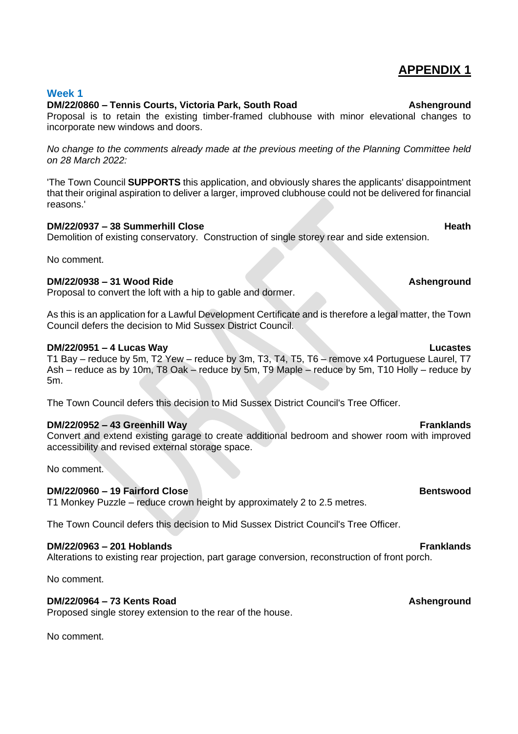# APPENDIX 1

## Week 1

**DM/22/0860 – Tennis Courts, Victoria Park, South Road** **Ashenground**

Proposal is to retain the existing timber-framed clubhouse with minor elevational changes to incorporate new windows and doors.

*No change to the comments already made at the previous meeting of the Planning Committee held on 28 March 2022:*

'The Town Council **SUPPORTS** this application, and obviously shares the applicants' disappointment that their original aspiration to deliver a larger, improved clubhouse could not be delivered for financial reasons.'

**DM/22/0937 – 38 Summerhill Close** **Heath**

Demolition of existing conservatory. Construction of single storey rear and side extension.

No comment.

**DM/22/0938 – 31 Wood Ride** **Ashenground**

Proposal to convert the loft with a hip to gable and dormer.

As this is an application for a Lawful Development Certificate and is therefore a legal matter, the Town Council defers the decision to Mid Sussex District Council.

**DM/22/0951 – 4 Lucas Way** **Lucastes**

T1 Bay – reduce by 5m, T2 Yew – reduce by 3m, T3, T4, T5, T6 – remove x4 Portuguese Laurel, T7 Ash – reduce as by 10m, T8 Oak – reduce by 5m, T9 Maple – reduce by 5m, T10 Holly – reduce by 5m.

The Town Council defers this decision to Mid Sussex District Council's Tree Officer.

**DM/22/0952 – 43 Greenhill Way** **Franklands**

Convert and extend existing garage to create additional bedroom and shower room with improved accessibility and revised external storage space.

No comment.

**DM/22/0960 – 19 Fairford Close** **Bentswood**

T1 Monkey Puzzle – reduce crown height by approximately 2 to 2.5 metres.

The Town Council defers this decision to Mid Sussex District Council's Tree Officer.

**DM/22/0963 – 201 Hoblands** **Franklands**

Alterations to existing rear projection, part garage conversion, reconstruction of front porch.

No comment.

**DM/22/0964 – 73 Kents Road** **Ashenground**

Proposed single storey extension to the rear of the house.

No comment.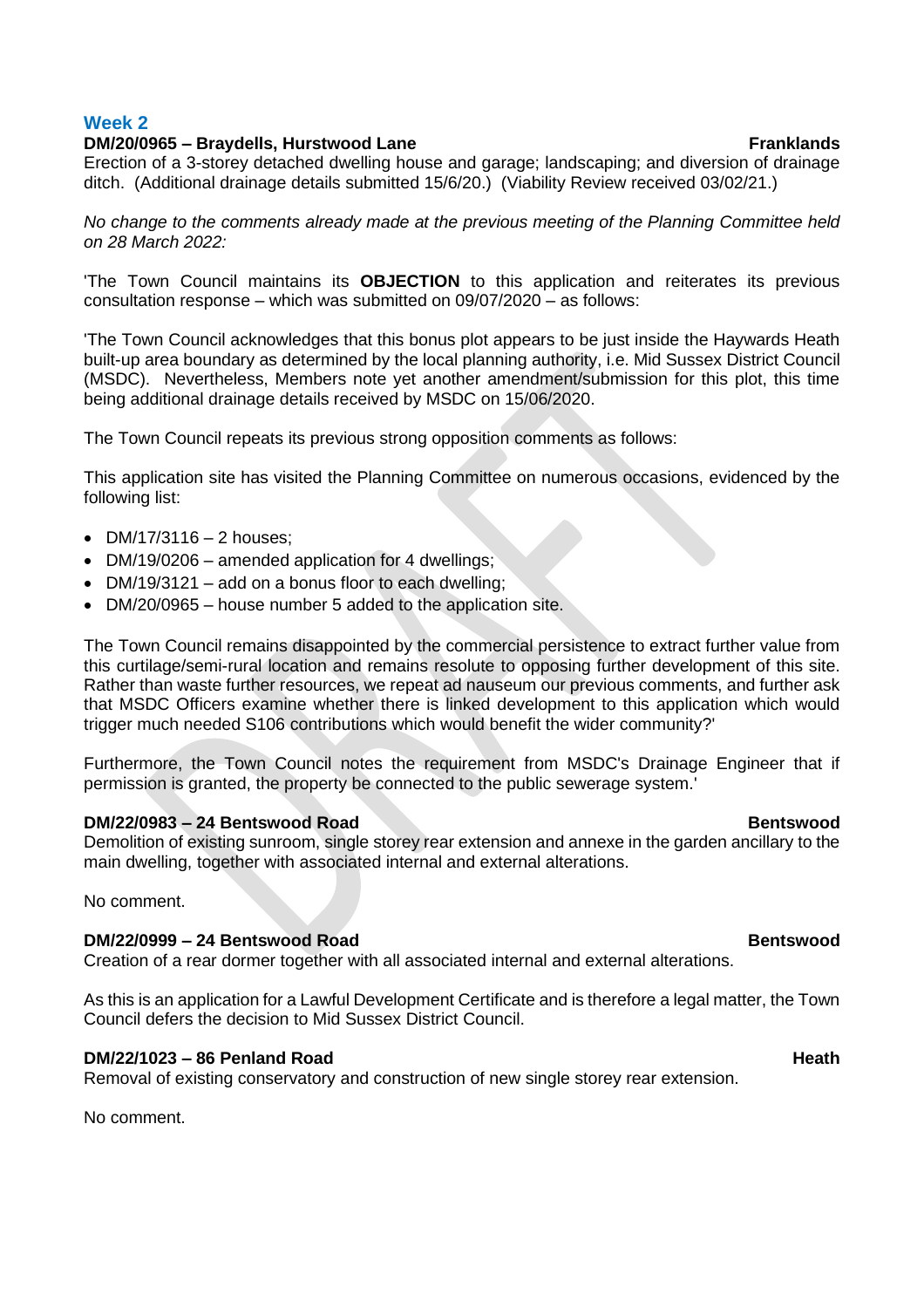## Week 2

**DM/20/0965 – Braydells, Hurstwood Lane** **Franklands**

Erection of a 3-storey detached dwelling house and garage; landscaping; and diversion of drainage ditch. (Additional drainage details submitted 15/6/20.) (Viability Review received 03/02/21.)

*No change to the comments already made at the previous meeting of the Planning Committee held on 28 March 2022:*

'The Town Council maintains its **OBJECTION** to this application and reiterates its previous consultation response – which was submitted on 09/07/2020 – as follows:

'The Town Council acknowledges that this bonus plot appears to be just inside the Haywards Heath built-up area boundary as determined by the local planning authority, i.e. Mid Sussex District Council (MSDC). Nevertheless, Members note yet another amendment/submission for this plot, this time being additional drainage details received by MSDC on 15/06/2020.

The Town Council repeats its previous strong opposition comments as follows:

This application site has visited the Planning Committee on numerous occasions, evidenced by the following list:

- DM/17/3116 – 2 houses;
- DM/19/0206 – amended application for 4 dwellings;
- DM/19/3121 – add on a bonus floor to each dwelling;
- DM/20/0965 – house number 5 added to the application site.

The Town Council remains disappointed by the commercial persistence to extract further value from this curtilage/semi-rural location and remains resolute to opposing further development of this site. Rather than waste further resources, we repeat ad nauseum our previous comments, and further ask that MSDC Officers examine whether there is linked development to this application which would trigger much needed S106 contributions which would benefit the wider community?'

Furthermore, the Town Council notes the requirement from MSDC's Drainage Engineer that if permission is granted, the property be connected to the public sewerage system.'

**DM/22/0983 – 24 Bentswood Road** **Bentswood**

Demolition of existing sunroom, single storey rear extension and annexe in the garden ancillary to the main dwelling, together with associated internal and external alterations.

No comment.

**DM/22/0999 – 24 Bentswood Road** **Bentswood**

Creation of a rear dormer together with all associated internal and external alterations.

As this is an application for a Lawful Development Certificate and is therefore a legal matter, the Town Council defers the decision to Mid Sussex District Council.

**DM/22/1023 – 86 Penland Road** **Heath**

Removal of existing conservatory and construction of new single storey rear extension.

No comment.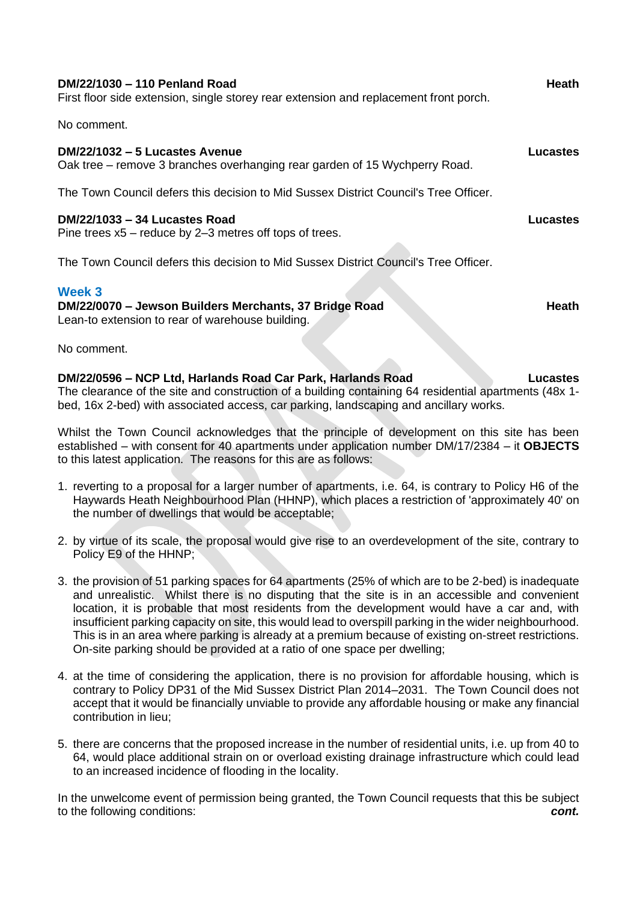**DM/22/1030 – 110 Penland Road** **Heath**
First floor side extension, single storey rear extension and replacement front porch.

No comment.

**DM/22/1032 – 5 Lucastes Avenue** **Lucastes**
Oak tree – remove 3 branches overhanging rear garden of 15 Wychperry Road.

The Town Council defers this decision to Mid Sussex District Council's Tree Officer.

**DM/22/1033 – 34 Lucastes Road** **Lucastes**
Pine trees x5 – reduce by 2–3 metres off tops of trees.

The Town Council defers this decision to Mid Sussex District Council's Tree Officer.

### Week 3

**DM/22/0070 – Jewson Builders Merchants, 37 Bridge Road** **Heath**
Lean-to extension to rear of warehouse building.

No comment.

**DM/22/0596 – NCP Ltd, Harlands Road Car Park, Harlands Road** **Lucastes**
The clearance of the site and construction of a building containing 64 residential apartments (48x 1-bed, 16x 2-bed) with associated access, car parking, landscaping and ancillary works.

Whilst the Town Council acknowledges that the principle of development on this site has been established – with consent for 40 apartments under application number DM/17/2384 – it **OBJECTS** to this latest application. The reasons for this are as follows:

1. reverting to a proposal for a larger number of apartments, i.e. 64, is contrary to Policy H6 of the Haywards Heath Neighbourhood Plan (HHNP), which places a restriction of 'approximately 40' on the number of dwellings that would be acceptable;

2. by virtue of its scale, the proposal would give rise to an overdevelopment of the site, contrary to Policy E9 of the HHNP;

3. the provision of 51 parking spaces for 64 apartments (25% of which are to be 2-bed) is inadequate and unrealistic. Whilst there is no disputing that the site is in an accessible and convenient location, it is probable that most residents from the development would have a car and, with insufficient parking capacity on site, this would lead to overspill parking in the wider neighbourhood. This is in an area where parking is already at a premium because of existing on-street restrictions. On-site parking should be provided at a ratio of one space per dwelling;

4. at the time of considering the application, there is no provision for affordable housing, which is contrary to Policy DP31 of the Mid Sussex District Plan 2014–2031. The Town Council does not accept that it would be financially unviable to provide any affordable housing or make any financial contribution in lieu;

5. there are concerns that the proposed increase in the number of residential units, i.e. up from 40 to 64, would place additional strain on or overload existing drainage infrastructure which could lead to an increased incidence of flooding in the locality.

In the unwelcome event of permission being granted, the Town Council requests that this be subject to the following conditions: ***cont.***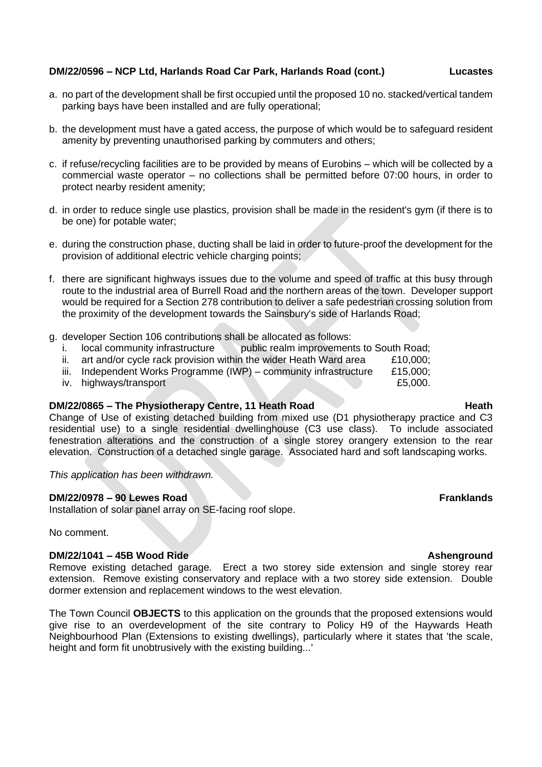**DM/22/0596 – NCP Ltd, Harlands Road Car Park, Harlands Road (cont.) Lucastes**

a. no part of the development shall be first occupied until the proposed 10 no. stacked/vertical tandem parking bays have been installed and are fully operational;

b. the development must have a gated access, the purpose of which would be to safeguard resident amenity by preventing unauthorised parking by commuters and others;

c. if refuse/recycling facilities are to be provided by means of Eurobins – which will be collected by a commercial waste operator – no collections shall be permitted before 07:00 hours, in order to protect nearby resident amenity;

d. in order to reduce single use plastics, provision shall be made in the resident's gym (if there is to be one) for potable water;

e. during the construction phase, ducting shall be laid in order to future-proof the development for the provision of additional electric vehicle charging points;

f. there are significant highways issues due to the volume and speed of traffic at this busy through route to the industrial area of Burrell Road and the northern areas of the town. Developer support would be required for a Section 278 contribution to deliver a safe pedestrian crossing solution from the proximity of the development towards the Sainsbury's side of Harlands Road;

g. developer Section 106 contributions shall be allocated as follows:
   i. local community infrastructure — public realm improvements to South Road;
   ii. art and/or cycle rack provision within the wider Heath Ward area — £10,000;
   iii. Independent Works Programme (IWP) – community infrastructure — £15,000;
   iv. highways/transport — £5,000.

**DM/22/0865 – The Physiotherapy Centre, 11 Heath Road Heath**

Change of Use of existing detached building from mixed use (D1 physiotherapy practice and C3 residential use) to a single residential dwellinghouse (C3 use class). To include associated fenestration alterations and the construction of a single storey orangery extension to the rear elevation. Construction of a detached single garage. Associated hard and soft landscaping works.

*This application has been withdrawn.*

**DM/22/0978 – 90 Lewes Road Franklands**

Installation of solar panel array on SE-facing roof slope.

No comment.

**DM/22/1041 – 45B Wood Ride Ashenground**

Remove existing detached garage. Erect a two storey side extension and single storey rear extension. Remove existing conservatory and replace with a two storey side extension. Double dormer extension and replacement windows to the west elevation.

The Town Council **OBJECTS** to this application on the grounds that the proposed extensions would give rise to an overdevelopment of the site contrary to Policy H9 of the Haywards Heath Neighbourhood Plan (Extensions to existing dwellings), particularly where it states that 'the scale, height and form fit unobtrusively with the existing building...'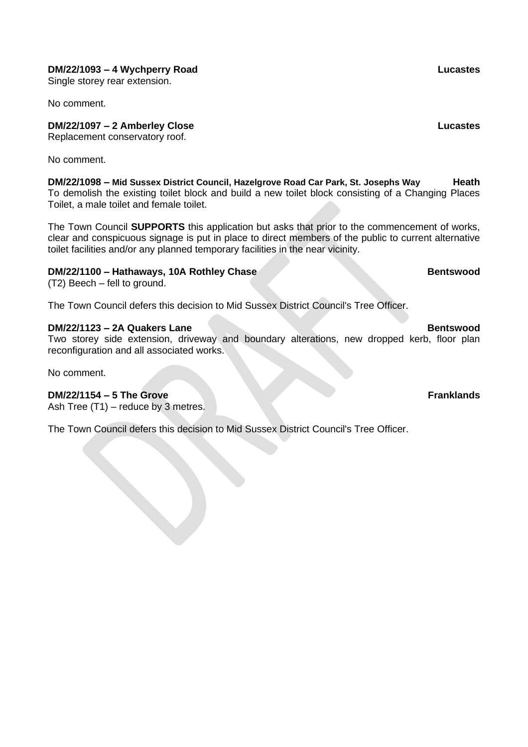**DM/22/1093 – 4 Wychperry Road** **Lucastes**
Single storey rear extension.

No comment.

**DM/22/1097 – 2 Amberley Close** **Lucastes**
Replacement conservatory roof.

No comment.

**DM/22/1098 – Mid Sussex District Council, Hazelgrove Road Car Park, St. Josephs Way** **Heath**
To demolish the existing toilet block and build a new toilet block consisting of a Changing Places Toilet, a male toilet and female toilet.

The Town Council **SUPPORTS** this application but asks that prior to the commencement of works, clear and conspicuous signage is put in place to direct members of the public to current alternative toilet facilities and/or any planned temporary facilities in the near vicinity.

**DM/22/1100 – Hathaways, 10A Rothley Chase** **Bentswood**
(T2) Beech – fell to ground.

The Town Council defers this decision to Mid Sussex District Council's Tree Officer.

**DM/22/1123 – 2A Quakers Lane** **Bentswood**
Two storey side extension, driveway and boundary alterations, new dropped kerb, floor plan reconfiguration and all associated works.

No comment.

**DM/22/1154 – 5 The Grove** **Franklands**
Ash Tree (T1) – reduce by 3 metres.

The Town Council defers this decision to Mid Sussex District Council's Tree Officer.